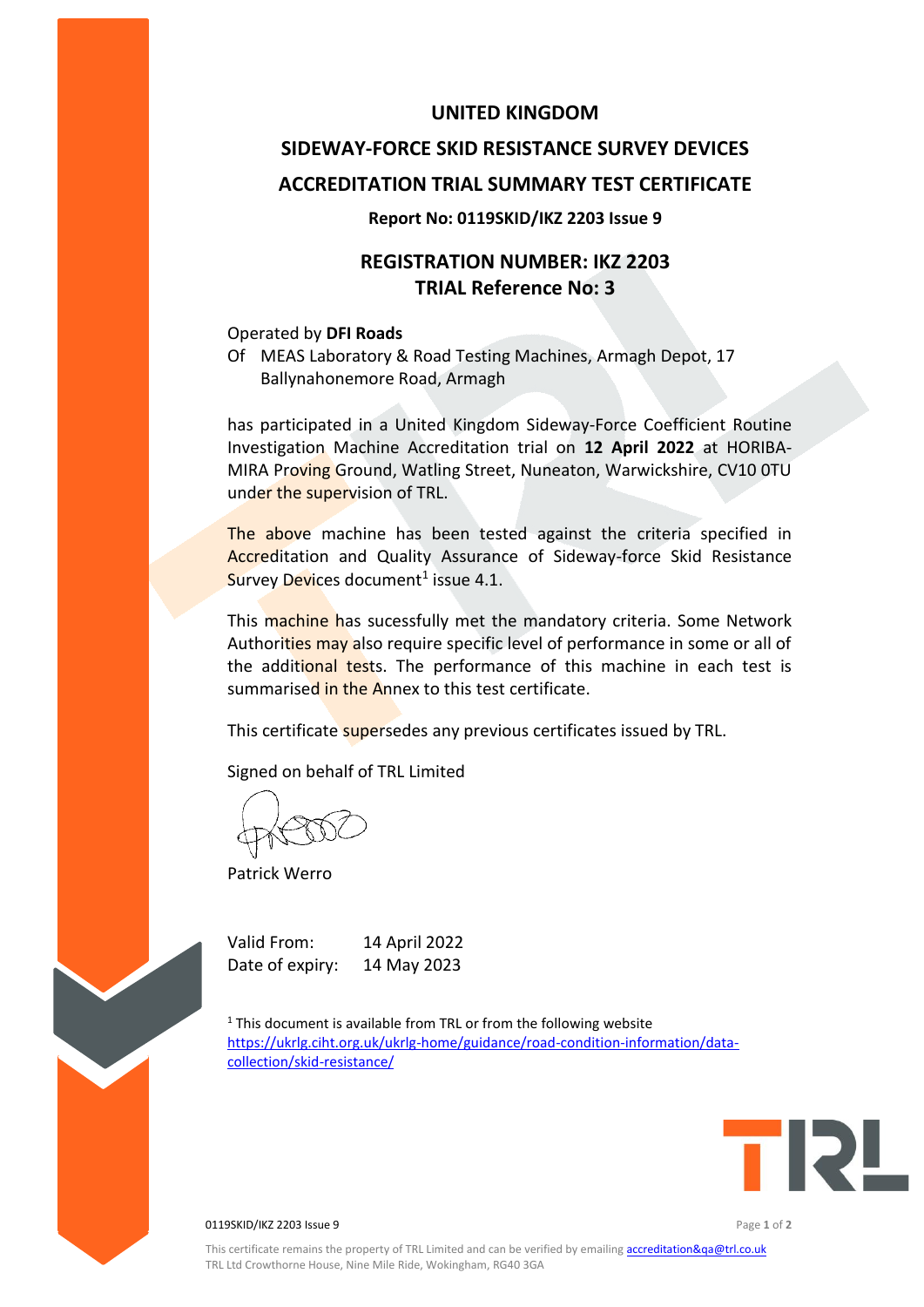# UNITED KINGDOM

# SIDEWAY-FORCE SKID RESISTANCE SURVEY DEVICES

# ACCREDITATION TRIAL SUMMARY TEST CERTIFICATE

**Report No: 0119SKID/IKZ 2203 Issue 9**

## REGISTRATION NUMBER: IKZ 2203
## TRIAL Reference No: 3

Operated by **DFI Roads**
Of MEAS Laboratory & Road Testing Machines, Armagh Depot, 17 Ballynahonemore Road, Armagh

has participated in a United Kingdom Sideway-Force Coefficient Routine Investigation Machine Accreditation trial on **12 April 2022** at HORIBA-MIRA Proving Ground, Watling Street, Nuneaton, Warwickshire, CV10 0TU under the supervision of TRL.

The above machine has been tested against the criteria specified in Accreditation and Quality Assurance of Sideway-force Skid Resistance Survey Devices document[1] issue 4.1.

This machine has sucessfully met the mandatory criteria. Some Network Authorities may also require specific level of performance in some or all of the additional tests. The performance of this machine in each test is summarised in the Annex to this test certificate.

This certificate supersedes any previous certificates issued by TRL.

Signed on behalf of TRL Limited

Patrick Werro

Valid From: 14 April 2022
Date of expiry: 14 May 2023

[1] This document is available from TRL or from the following website https://ukrlg.ciht.org.uk/ukrlg-home/guidance/road-condition-information/data-collection/skid-resistance/

This certificate remains the property of TRL Limited and can be verified by emailing accreditation&qa@trl.co.uk
TRL Ltd Crowthorne House, Nine Mile Ride, Wokingham, RG40 3GA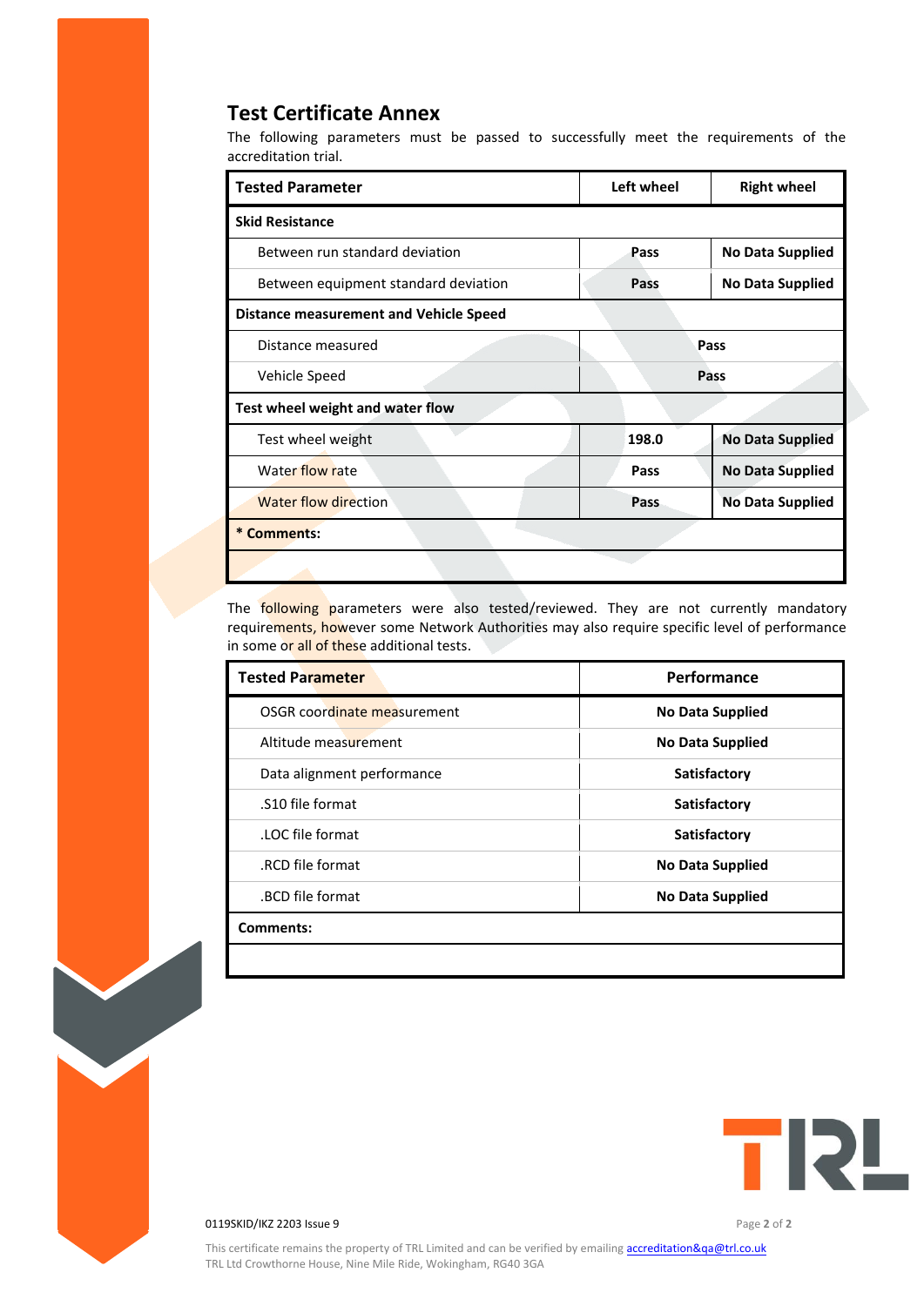## Test Certificate Annex

The following parameters must be passed to successfully meet the requirements of the accreditation trial.

| Tested Parameter | Left wheel | Right wheel |
|---|---|---|
| **Skid Resistance** | | |
| Between run standard deviation | **Pass** | **No Data Supplied** |
| Between equipment standard deviation | **Pass** | **No Data Supplied** |
| **Distance measurement and Vehicle Speed** | | |
| Distance measured | **Pass** | |
| Vehicle Speed | **Pass** | |
| **Test wheel weight and water flow** | | |
| Test wheel weight | **198.0** | **No Data Supplied** |
| Water flow rate | **Pass** | **No Data Supplied** |
| Water flow direction | **Pass** | **No Data Supplied** |
| *** Comments:** | | |

The following parameters were also tested/reviewed. They are not currently mandatory requirements, however some Network Authorities may also require specific level of performance in some or all of these additional tests.

| Tested Parameter | Performance |
|---|---|
| OSGR coordinate measurement | **No Data Supplied** |
| Altitude measurement | **No Data Supplied** |
| Data alignment performance | **Satisfactory** |
| .S10 file format | **Satisfactory** |
| .LOC file format | **Satisfactory** |
| .RCD file format | **No Data Supplied** |
| .BCD file format | **No Data Supplied** |
| **Comments:** | |

0119SKID/IKZ 2203 Issue 9

This certificate remains the property of TRL Limited and can be verified by emailing accreditation&qa@trl.co.uk
TRL Ltd Crowthorne House, Nine Mile Ride, Wokingham, RG40 3GA